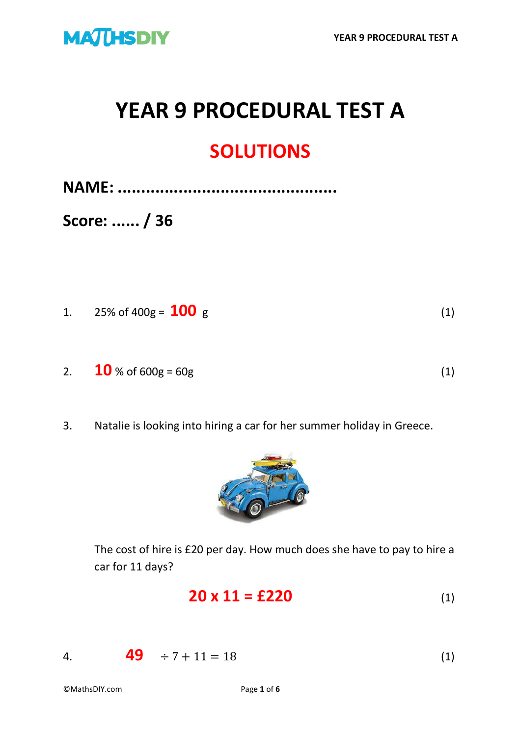# YEAR 9 PROCEDURAL TEST A

## SOLUTIONS

**NAME: ............................................**

**Score: ...... / 36**

1. 25% of 400g = **100** g (1)

2. **10** % of 600g = 60g (1)

3. Natalie is looking into hiring a car for her summer holiday in Greece.

   The cost of hire is £20 per day. How much does she have to pay to hire a car for 11 days?

   **20 x 11 = £220** (1)

4. **49** $\div 7 + 11 = 18$ (1)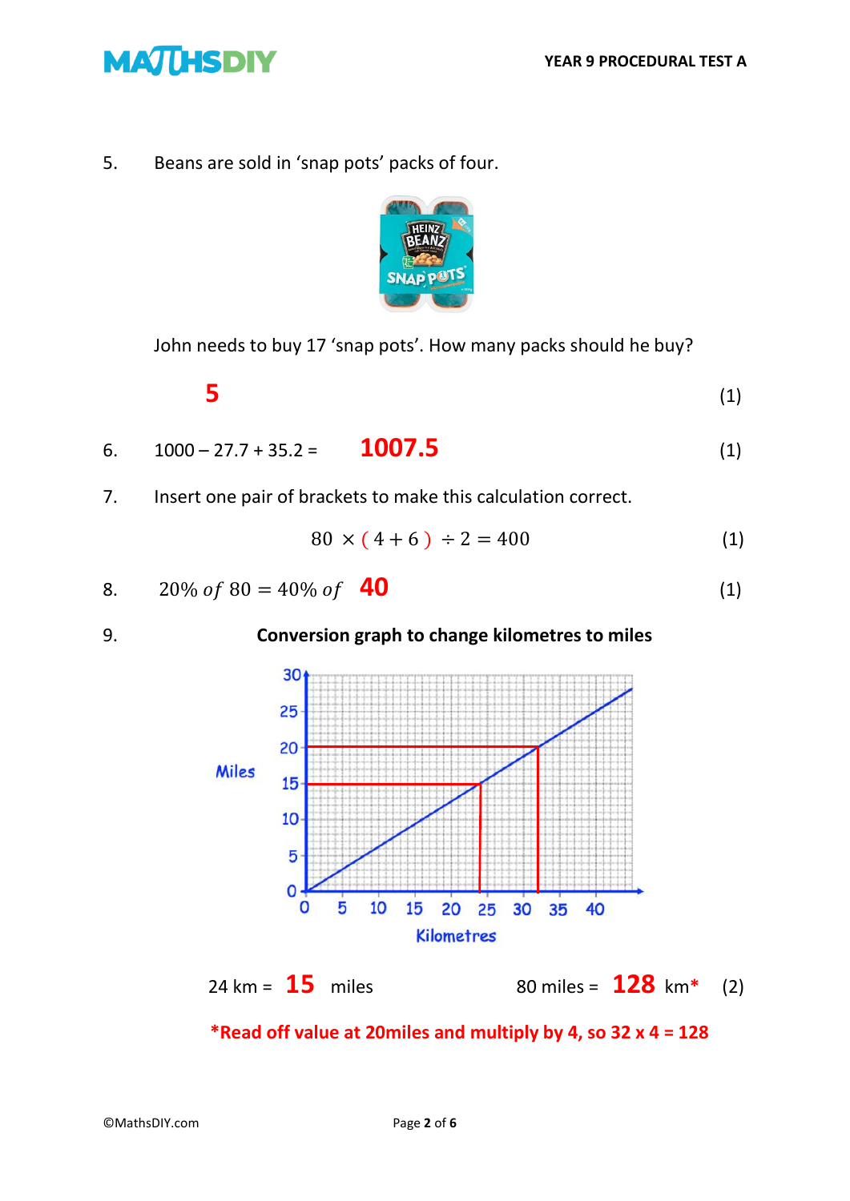5. Beans are sold in 'snap pots' packs of four.

John needs to buy 17 'snap pots'. How many packs should he buy?

**5** (1)

6. 1000 – 27.7 + 35.2 = **1007.5** (1)

7. Insert one pair of brackets to make this calculation correct.

$$80 \times (4 + 6) \div 2 = 400$$ (1)

8. $20\% \; of \; 80 = 40\% \; of$ **40** (1)

9. **Conversion graph to change kilometres to miles**

24 km = **15** miles

80 miles = **128** km* (2)

***Read off value at 20miles and multiply by 4, so 32 x 4 = 128**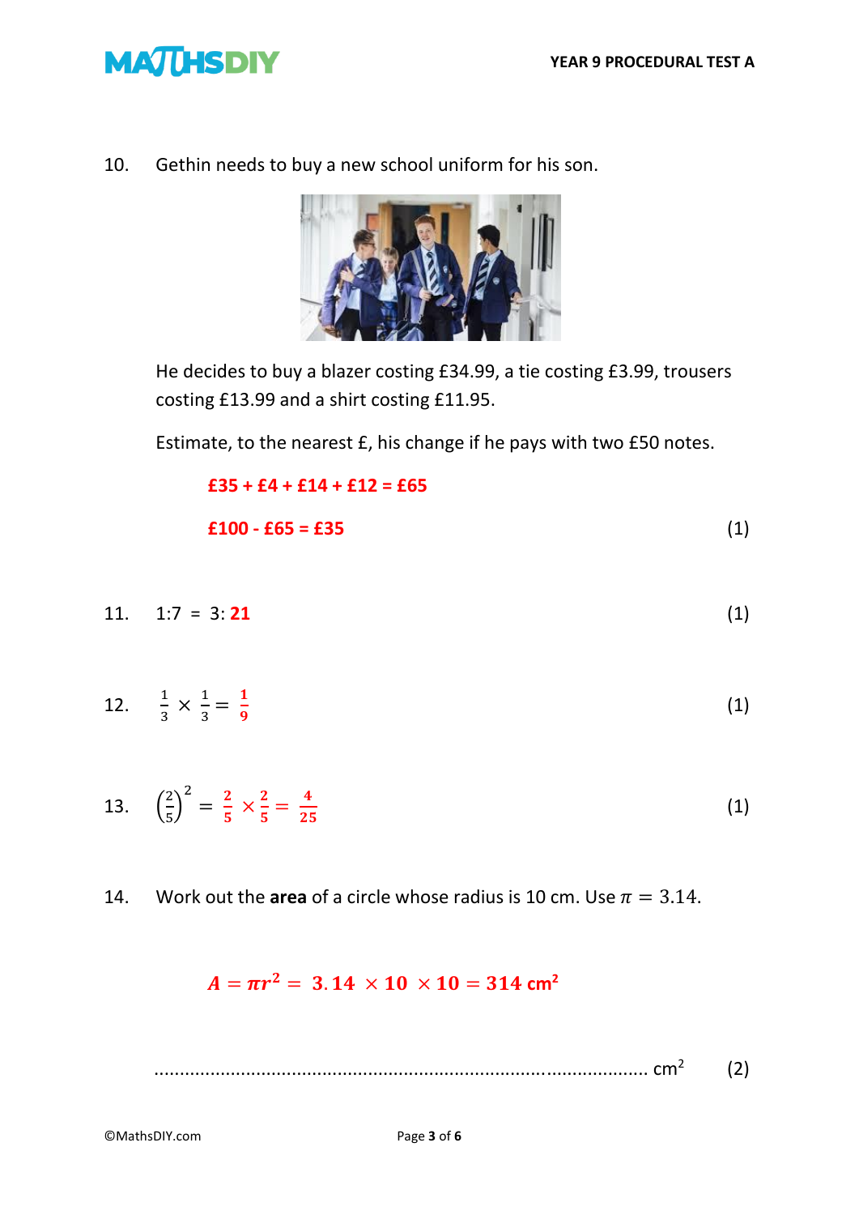10. Gethin needs to buy a new school uniform for his son.

He decides to buy a blazer costing £34.99, a tie costing £3.99, trousers costing £13.99 and a shirt costing £11.95.

Estimate, to the nearest £, his change if he pays with two £50 notes.

**£35 + £4 + £14 + £12 = £65**

**£100 - £65 = £35** (1)

11. 1:7 = 3: **21** (1)

12. $\frac{1}{3} \times \frac{1}{3} = \frac{1}{9}$ (1)

13. $\left(\frac{2}{5}\right)^2 = \frac{2}{5} \times \frac{2}{5} = \frac{4}{25}$ (1)

14. Work out the **area** of a circle whose radius is 10 cm. Use $\pi = 3.14$.

$$A = \pi r^2 = 3.14 \times 10 \times 10 = 314 \text{ cm}^2$$

.................................................................................................. $\text{cm}^2$ (2)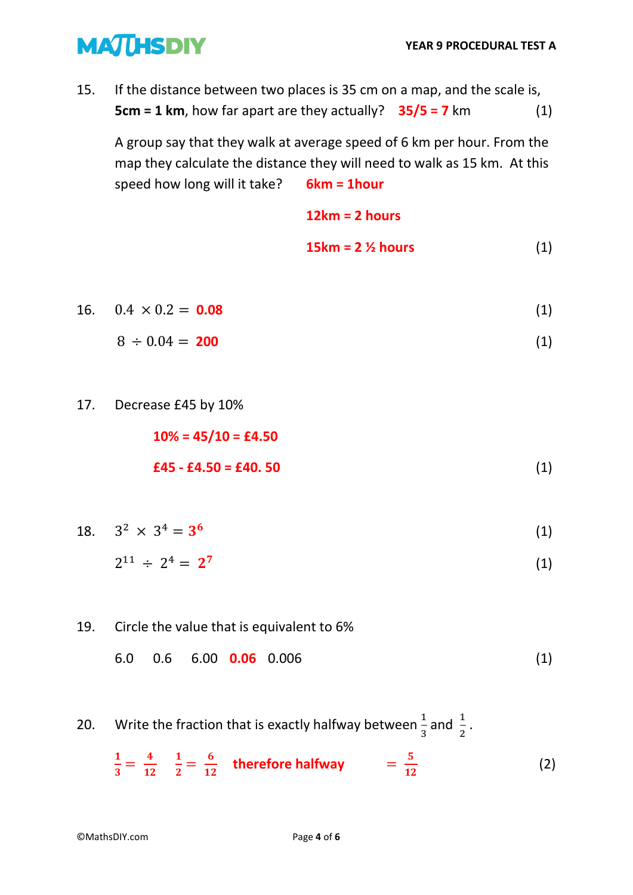15. If the distance between two places is 35 cm on a map, and the scale is, **5cm = 1 km**, how far apart are they actually? **35/5 = 7** km (1)

    A group say that they walk at average speed of 6 km per hour. From the map they calculate the distance they will need to walk as 15 km. At this speed how long will it take? **6km = 1hour**

    **12km = 2 hours**

    **15km = 2 ½ hours** (1)

16. $0.4 \times 0.2 =$ **0.08** (1)

    $8 \div 0.04 =$ **200** (1)

17. Decrease £45 by 10%

    **10% = 45/10 = £4.50**

    **£45 - £4.50 = £40. 50** (1)

18. $3^2 \times 3^4 = \mathbf{3^6}$ (1)

    $2^{11} \div 2^4 = \mathbf{2^7}$ (1)

19. Circle the value that is equivalent to 6%

    6.0 0.6 6.00 **0.06** 0.006 (1)

20. Write the fraction that is exactly halfway between $\frac{1}{3}$ and $\frac{1}{2}$.

    $\frac{1}{3} = \frac{4}{12}$ $\frac{1}{2} = \frac{6}{12}$ **therefore halfway** $= \frac{5}{12}$ (2)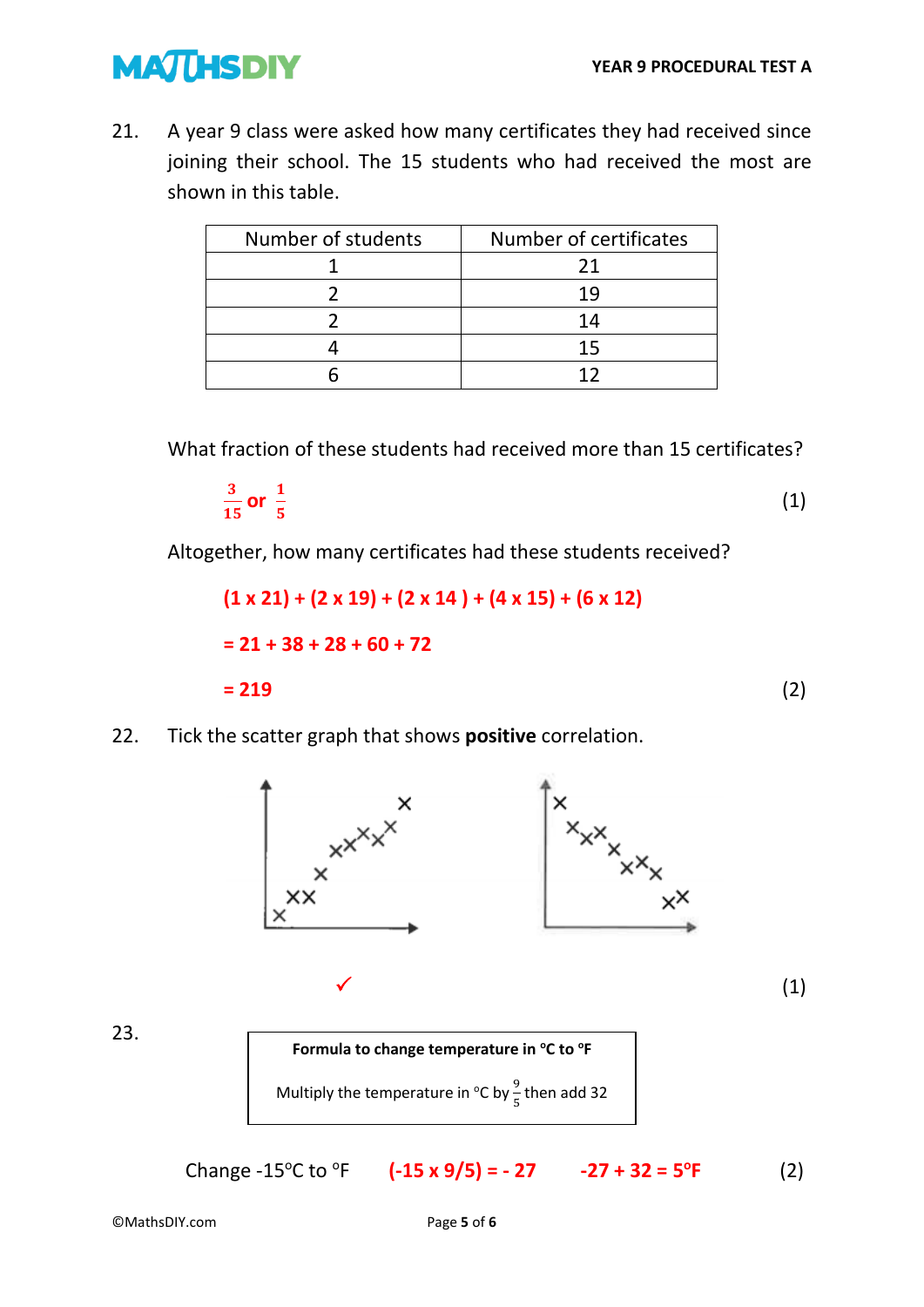21. A year 9 class were asked how many certificates they had received since joining their school. The 15 students who had received the most are shown in this table.

| Number of students | Number of certificates |
| --- | --- |
| 1 | 21 |
| 2 | 19 |
| 2 | 14 |
| 4 | 15 |
| 6 | 12 |

What fraction of these students had received more than 15 certificates?

$\frac{3}{15}$ **or** $\frac{1}{5}$ (1)

Altogether, how many certificates had these students received?

**(1 x 21) + (2 x 19) + (2 x 14 ) + (4 x 15) + (6 x 12)**

**= 21 + 38 + 28 + 60 + 72**

**= 219** (2)

22. Tick the scatter graph that shows **positive** correlation.

✓ (1)

23.

**Formula to change temperature in °C to °F**

Multiply the temperature in °C by $\frac{9}{5}$ then add 32

Change -15°C to °F **(-15 x 9/5) = - 27** **-27 + 32 = 5°F** (2)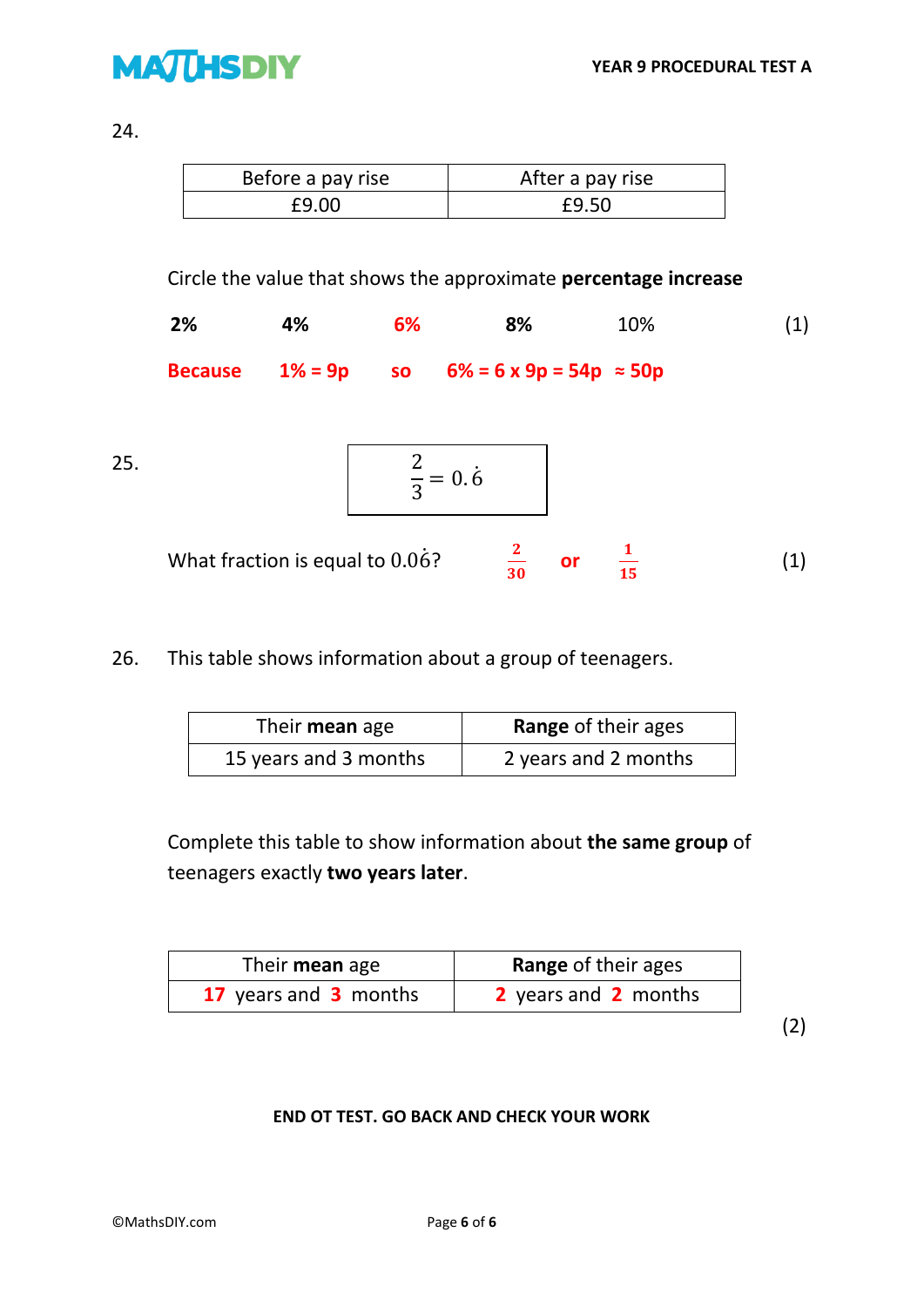24.

| Before a pay rise | After a pay rise |
| --- | --- |
| £9.00 | £9.50 |

Circle the value that shows the approximate **percentage increase**

**2%** **4%** **6%** **8%** 10% (1)

**Because 1% = 9p so 6% = 6 x 9p = 54p ≈ 50p**

25.

$$\frac{2}{3} = 0.\dot{6}$$

What fraction is equal to $0.0\dot{6}$? $\frac{2}{30}$ **or** $\frac{1}{15}$ (1)

26. This table shows information about a group of teenagers.

| Their **mean** age | **Range** of their ages |
| --- | --- |
| 15 years and 3 months | 2 years and 2 months |

Complete this table to show information about **the same group** of teenagers exactly **two years later**.

| Their **mean** age | **Range** of their ages |
| --- | --- |
| **17** years and **3** months | **2** years and **2** months |

(2)

**END OT TEST. GO BACK AND CHECK YOUR WORK**

©MathsDIY.com